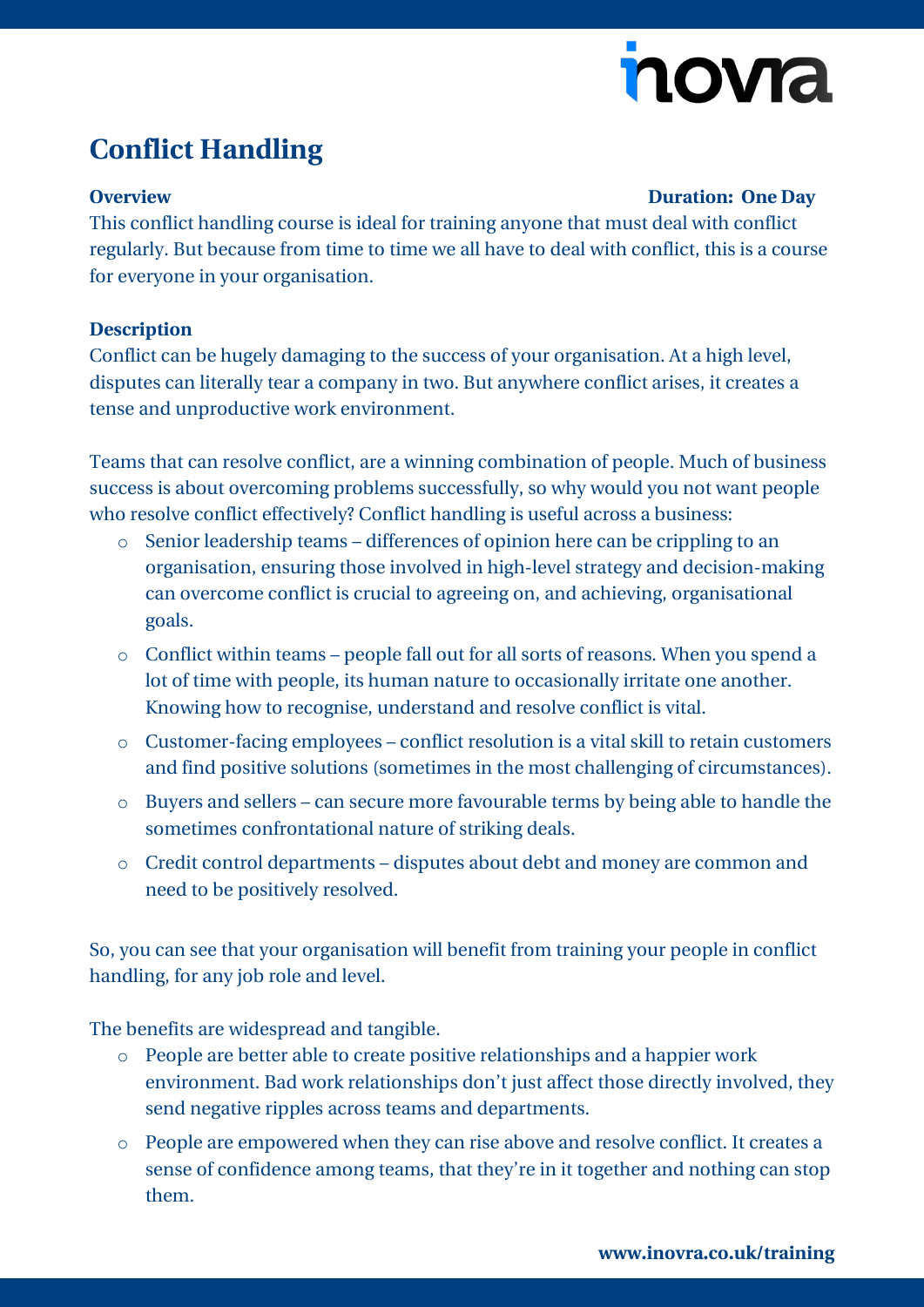# Conflict Handling

**Overview** **Duration: One Day**

This conflict handling course is ideal for training anyone that must deal with conflict regularly. But because from time to time we all have to deal with conflict, this is a course for everyone in your organisation.

**Description**

Conflict can be hugely damaging to the success of your organisation. At a high level, disputes can literally tear a company in two. But anywhere conflict arises, it creates a tense and unproductive work environment.

Teams that can resolve conflict, are a winning combination of people. Much of business success is about overcoming problems successfully, so why would you not want people who resolve conflict effectively? Conflict handling is useful across a business:

- Senior leadership teams – differences of opinion here can be crippling to an organisation, ensuring those involved in high-level strategy and decision-making can overcome conflict is crucial to agreeing on, and achieving, organisational goals.
- Conflict within teams – people fall out for all sorts of reasons. When you spend a lot of time with people, its human nature to occasionally irritate one another. Knowing how to recognise, understand and resolve conflict is vital.
- Customer-facing employees – conflict resolution is a vital skill to retain customers and find positive solutions (sometimes in the most challenging of circumstances).
- Buyers and sellers – can secure more favourable terms by being able to handle the sometimes confrontational nature of striking deals.
- Credit control departments – disputes about debt and money are common and need to be positively resolved.

So, you can see that your organisation will benefit from training your people in conflict handling, for any job role and level.

The benefits are widespread and tangible.

- People are better able to create positive relationships and a happier work environment. Bad work relationships don't just affect those directly involved, they send negative ripples across teams and departments.
- People are empowered when they can rise above and resolve conflict. It creates a sense of confidence among teams, that they're in it together and nothing can stop them.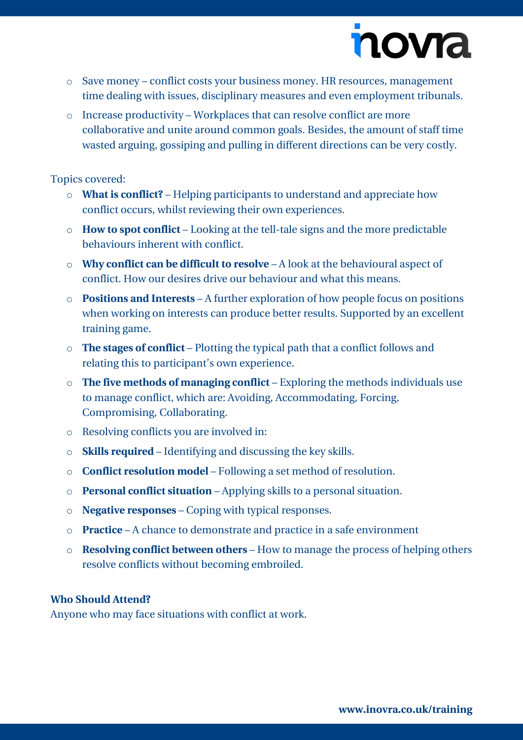- Save money – conflict costs your business money. HR resources, management time dealing with issues, disciplinary measures and even employment tribunals.
- Increase productivity – Workplaces that can resolve conflict are more collaborative and unite around common goals. Besides, the amount of staff time wasted arguing, gossiping and pulling in different directions can be very costly.

Topics covered:

- **What is conflict?** – Helping participants to understand and appreciate how conflict occurs, whilst reviewing their own experiences.
- **How to spot conflict** – Looking at the tell-tale signs and the more predictable behaviours inherent with conflict.
- **Why conflict can be difficult to resolve** – A look at the behavioural aspect of conflict. How our desires drive our behaviour and what this means.
- **Positions and Interests** – A further exploration of how people focus on positions when working on interests can produce better results. Supported by an excellent training game.
- **The stages of conflict** – Plotting the typical path that a conflict follows and relating this to participant's own experience.
- **The five methods of managing conflict** – Exploring the methods individuals use to manage conflict, which are: Avoiding, Accommodating, Forcing, Compromising, Collaborating.
- Resolving conflicts you are involved in:
- **Skills required** – Identifying and discussing the key skills.
- **Conflict resolution model** – Following a set method of resolution.
- **Personal conflict situation** – Applying skills to a personal situation.
- **Negative responses** – Coping with typical responses.
- **Practice** – A chance to demonstrate and practice in a safe environment
- **Resolving conflict between others** – How to manage the process of helping others resolve conflicts without becoming embroiled.

**Who Should Attend?**

Anyone who may face situations with conflict at work.

**www.inovra.co.uk/training**